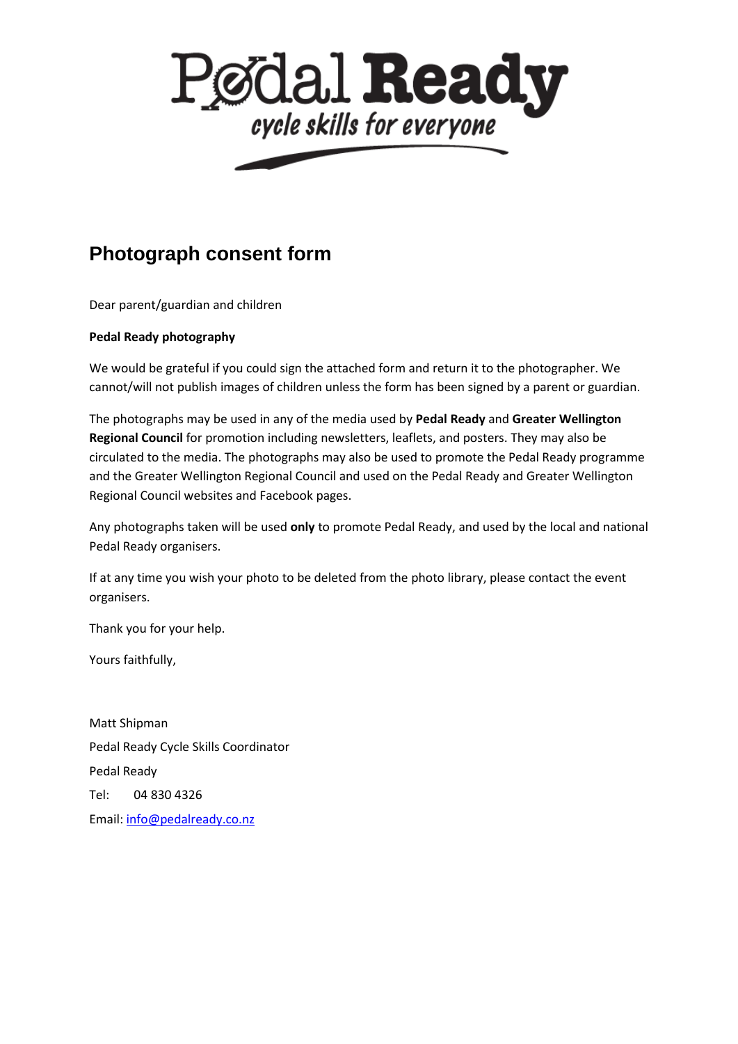Pedal Ready
*cycle skills for everyone*

# Photograph consent form

Dear parent/guardian and children

**Pedal Ready photography**

We would be grateful if you could sign the attached form and return it to the photographer. We cannot/will not publish images of children unless the form has been signed by a parent or guardian.

The photographs may be used in any of the media used by **Pedal Ready** and **Greater Wellington Regional Council** for promotion including newsletters, leaflets, and posters. They may also be circulated to the media. The photographs may also be used to promote the Pedal Ready programme and the Greater Wellington Regional Council and used on the Pedal Ready and Greater Wellington Regional Council websites and Facebook pages.

Any photographs taken will be used **only** to promote Pedal Ready, and used by the local and national Pedal Ready organisers.

If at any time you wish your photo to be deleted from the photo library, please contact the event organisers.

Thank you for your help.

Yours faithfully,

Matt Shipman
Pedal Ready Cycle Skills Coordinator
Pedal Ready
Tel: 04 830 4326
Email: info@pedalready.co.nz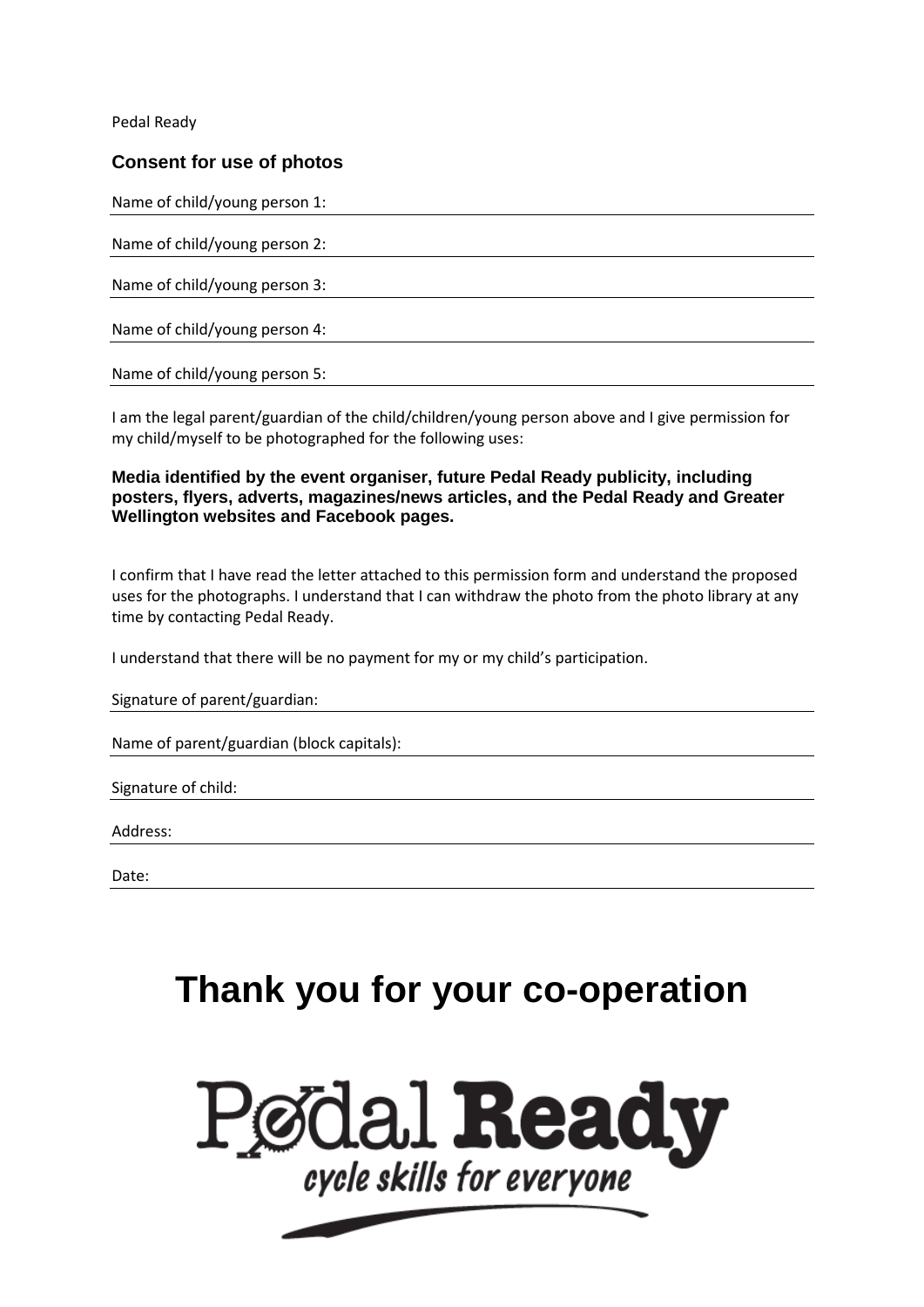Pedal Ready

## Consent for use of photos

Name of child/young person 1: \_\_\_\_\_\_\_\_\_\_\_\_\_\_\_\_\_\_\_\_

Name of child/young person 2: \_\_\_\_\_\_\_\_\_\_\_\_\_\_\_\_\_\_\_\_

Name of child/young person 3: \_\_\_\_\_\_\_\_\_\_\_\_\_\_\_\_\_\_\_\_

Name of child/young person 4: \_\_\_\_\_\_\_\_\_\_\_\_\_\_\_\_\_\_\_\_

Name of child/young person 5: \_\_\_\_\_\_\_\_\_\_\_\_\_\_\_\_\_\_\_\_

I am the legal parent/guardian of the child/children/young person above and I give permission for my child/myself to be photographed for the following uses:

**Media identified by the event organiser, future Pedal Ready publicity, including posters, flyers, adverts, magazines/news articles, and the Pedal Ready and Greater Wellington websites and Facebook pages.**

I confirm that I have read the letter attached to this permission form and understand the proposed uses for the photographs. I understand that I can withdraw the photo from the photo library at any time by contacting Pedal Ready.

I understand that there will be no payment for my or my child's participation.

Signature of parent/guardian: \_\_\_\_\_\_\_\_\_\_\_\_\_\_\_\_\_\_\_\_

Name of parent/guardian (block capitals): \_\_\_\_\_\_\_\_\_\_\_\_\_\_\_\_\_\_\_\_

Signature of child: \_\_\_\_\_\_\_\_\_\_\_\_\_\_\_\_\_\_\_\_

Address: \_\_\_\_\_\_\_\_\_\_\_\_\_\_\_\_\_\_\_\_

Date: \_\_\_\_\_\_\_\_\_\_\_\_\_\_\_\_\_\_\_\_

# Thank you for your co-operation

Pedal Ready
cycle skills for everyone